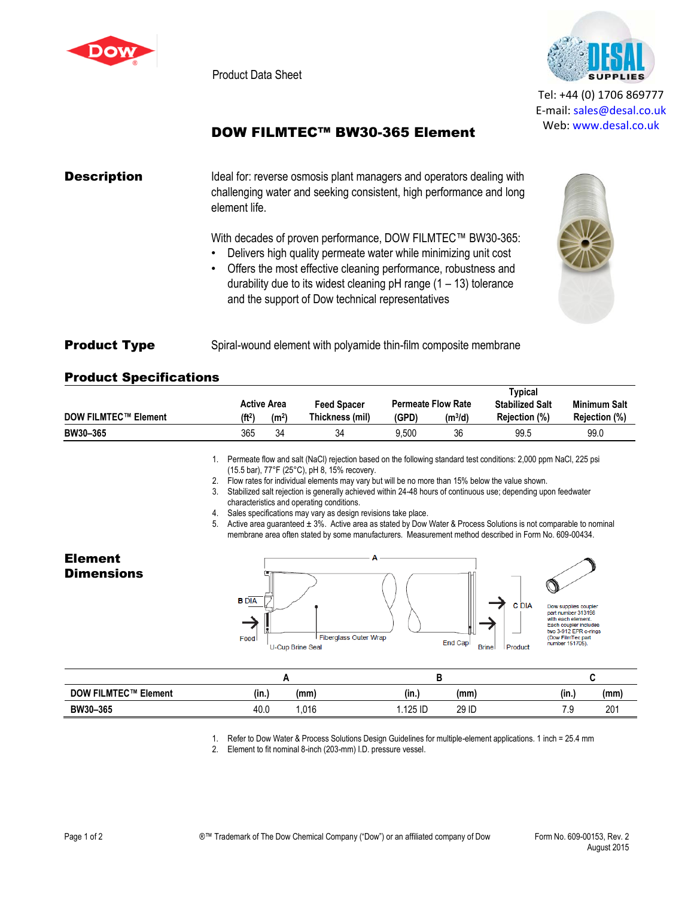Product Data Sheet

Tel: +44 (0) 1706 869777
E-mail: sales@desal.co.uk
Web: www.desal.co.uk

# DOW FILMTEC™ BW30-365 Element

## Description

Ideal for: reverse osmosis plant managers and operators dealing with challenging water and seeking consistent, high performance and long element life.

With decades of proven performance, DOW FILMTEC™ BW30-365:

- Delivers high quality permeate water while minimizing unit cost
- Offers the most effective cleaning performance, robustness and durability due to its widest cleaning pH range (1 – 13) tolerance and the support of Dow technical representatives

## Product Type

Spiral-wound element with polyamide thin-film composite membrane

## Product Specifications

| DOW FILMTEC™ Element | Active Area ($ft^2$) | Active Area ($m^2$) | Feed Spacer Thickness (mil) | Permeate Flow Rate (GPD) | Permeate Flow Rate ($m^3$/d) | Typical Stabilized Salt Rejection (%) | Minimum Salt Rejection (%) |
|---|---|---|---|---|---|---|---|
| BW30–365 | 365 | 34 | 34 | 9,500 | 36 | 99.5 | 99.0 |

1. Permeate flow and salt (NaCl) rejection based on the following standard test conditions: 2,000 ppm NaCl, 225 psi (15.5 bar), 77°F (25°C), pH 8, 15% recovery.
2. Flow rates for individual elements may vary but will be no more than 15% below the value shown.
3. Stabilized salt rejection is generally achieved within 24-48 hours of continuous use; depending upon feedwater characteristics and operating conditions.
4. Sales specifications may vary as design revisions take place.
5. Active area guaranteed ± 3%. Active area as stated by Dow Water & Process Solutions is not comparable to nominal membrane area often stated by some manufacturers. Measurement method described in Form No. 609-00434.

## Element Dimensions

A, B DIA, C DIA, Feed, U-Cup Brine Seal, Fiberglass Outer Wrap, End Cap, Brine, Product

Dow supplies coupler part number 313198 with each element. Each coupler includes two 3-912 EPR o-rings (Dow FilmTec part number 151705).

| DOW FILMTEC™ Element | A (in.) | A (mm) | B (in.) | B (mm) | C (in.) | C (mm) |
|---|---|---|---|---|---|---|
| BW30–365 | 40.0 | 1,016 | 1.125 ID | 29 ID | 7.9 | 201 |

1. Refer to Dow Water & Process Solutions Design Guidelines for multiple-element applications. 1 inch = 25.4 mm
2. Element to fit nominal 8-inch (203-mm) I.D. pressure vessel.

®™ Trademark of The Dow Chemical Company ("Dow") or an affiliated company of Dow

Form No. 609-00153, Rev. 2
August 2015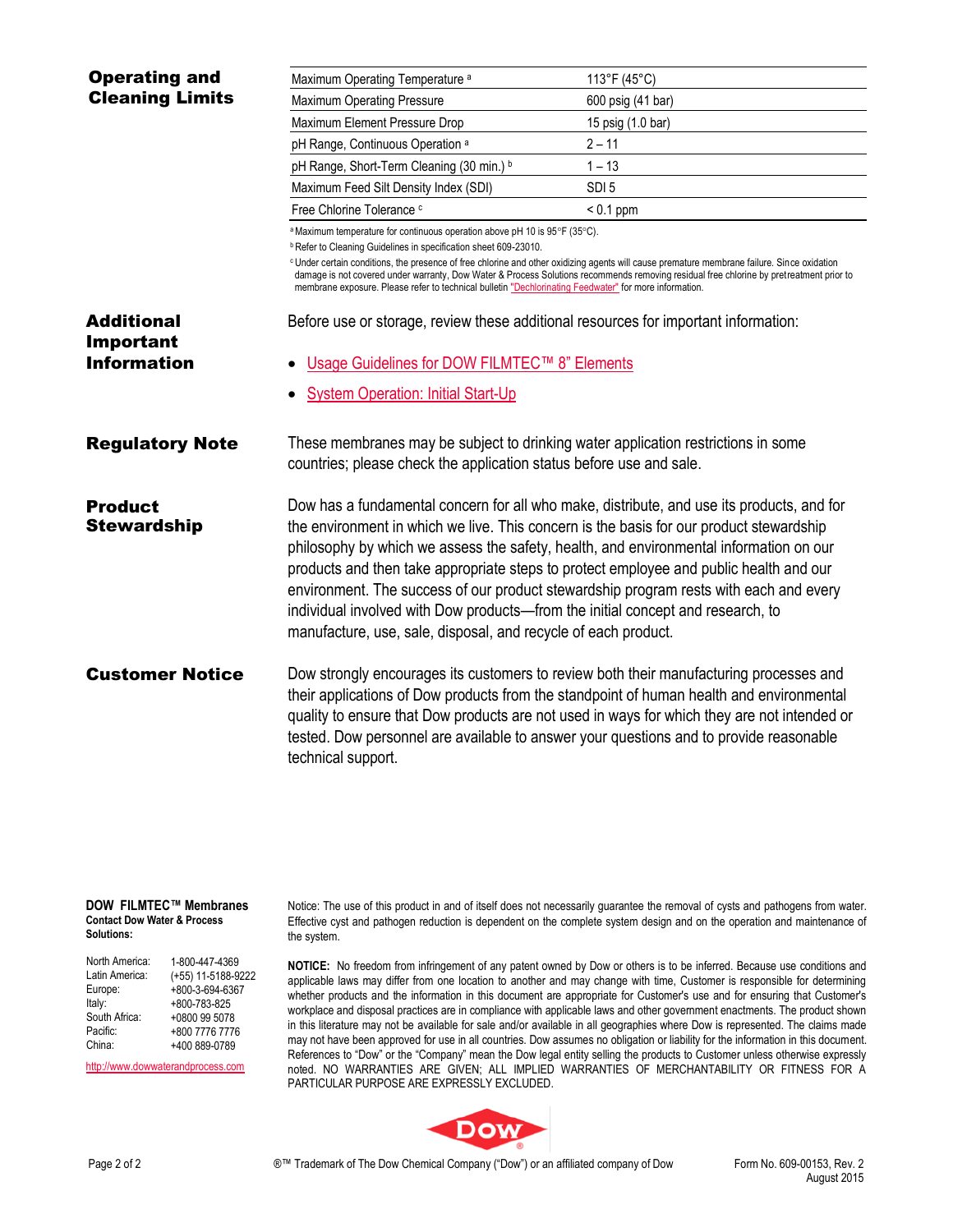## Operating and Cleaning Limits

| | |
|---|---|
| Maximum Operating Temperature [a] | 113°F (45°C) |
| Maximum Operating Pressure | 600 psig (41 bar) |
| Maximum Element Pressure Drop | 15 psig (1.0 bar) |
| pH Range, Continuous Operation [a] | 2 – 11 |
| pH Range, Short-Term Cleaning (30 min.) [b] | 1 – 13 |
| Maximum Feed Silt Density Index (SDI) | SDI 5 |
| Free Chlorine Tolerance [c] | < 0.1 ppm |

[a] Maximum temperature for continuous operation above pH 10 is 95°F (35°C).

[b] Refer to Cleaning Guidelines in specification sheet 609-23010.

[c] Under certain conditions, the presence of free chlorine and other oxidizing agents will cause premature membrane failure. Since oxidation damage is not covered under warranty, Dow Water & Process Solutions recommends removing residual free chlorine by pretreatment prior to membrane exposure. Please refer to technical bulletin "Dechlorinating Feedwater" for more information.

## Additional Important Information

Before use or storage, review these additional resources for important information:

- Usage Guidelines for DOW FILMTEC™ 8" Elements
- System Operation: Initial Start-Up

## Regulatory Note

These membranes may be subject to drinking water application restrictions in some countries; please check the application status before use and sale.

## Product Stewardship

Dow has a fundamental concern for all who make, distribute, and use its products, and for the environment in which we live. This concern is the basis for our product stewardship philosophy by which we assess the safety, health, and environmental information on our products and then take appropriate steps to protect employee and public health and our environment. The success of our product stewardship program rests with each and every individual involved with Dow products—from the initial concept and research, to manufacture, use, sale, disposal, and recycle of each product.

## Customer Notice

Dow strongly encourages its customers to review both their manufacturing processes and their applications of Dow products from the standpoint of human health and environmental quality to ensure that Dow products are not used in ways for which they are not intended or tested. Dow personnel are available to answer your questions and to provide reasonable technical support.

**DOW FILMTEC™ Membranes**
**Contact Dow Water & Process Solutions:**

| | |
|---|---|
| North America: | 1-800-447-4369 |
| Latin America: | (+55) 11-5188-9222 |
| Europe: | +800-3-694-6367 |
| Italy: | +800-783-825 |
| South Africa: | +0800 99 5078 |
| Pacific: | +800 7776 7776 |
| China: | +400 889-0789 |

http://www.dowwaterandprocess.com

Notice: The use of this product in and of itself does not necessarily guarantee the removal of cysts and pathogens from water. Effective cyst and pathogen reduction is dependent on the complete system design and on the operation and maintenance of the system.

**NOTICE:** No freedom from infringement of any patent owned by Dow or others is to be inferred. Because use conditions and applicable laws may differ from one location to another and may change with time, Customer is responsible for determining whether products and the information in this document are appropriate for Customer's use and for ensuring that Customer's workplace and disposal practices are in compliance with applicable laws and other government enactments. The product shown in this literature may not be available for sale and/or available in all geographies where Dow is represented. The claims made may not have been approved for use in all countries. Dow assumes no obligation or liability for the information in this document. References to "Dow" or the "Company" mean the Dow legal entity selling the products to Customer unless otherwise expressly noted. NO WARRANTIES ARE GIVEN; ALL IMPLIED WARRANTIES OF MERCHANTABILITY OR FITNESS FOR A PARTICULAR PURPOSE ARE EXPRESSLY EXCLUDED.

®™ Trademark of The Dow Chemical Company ("Dow") or an affiliated company of Dow

Form No. 609-00153, Rev. 2
August 2015